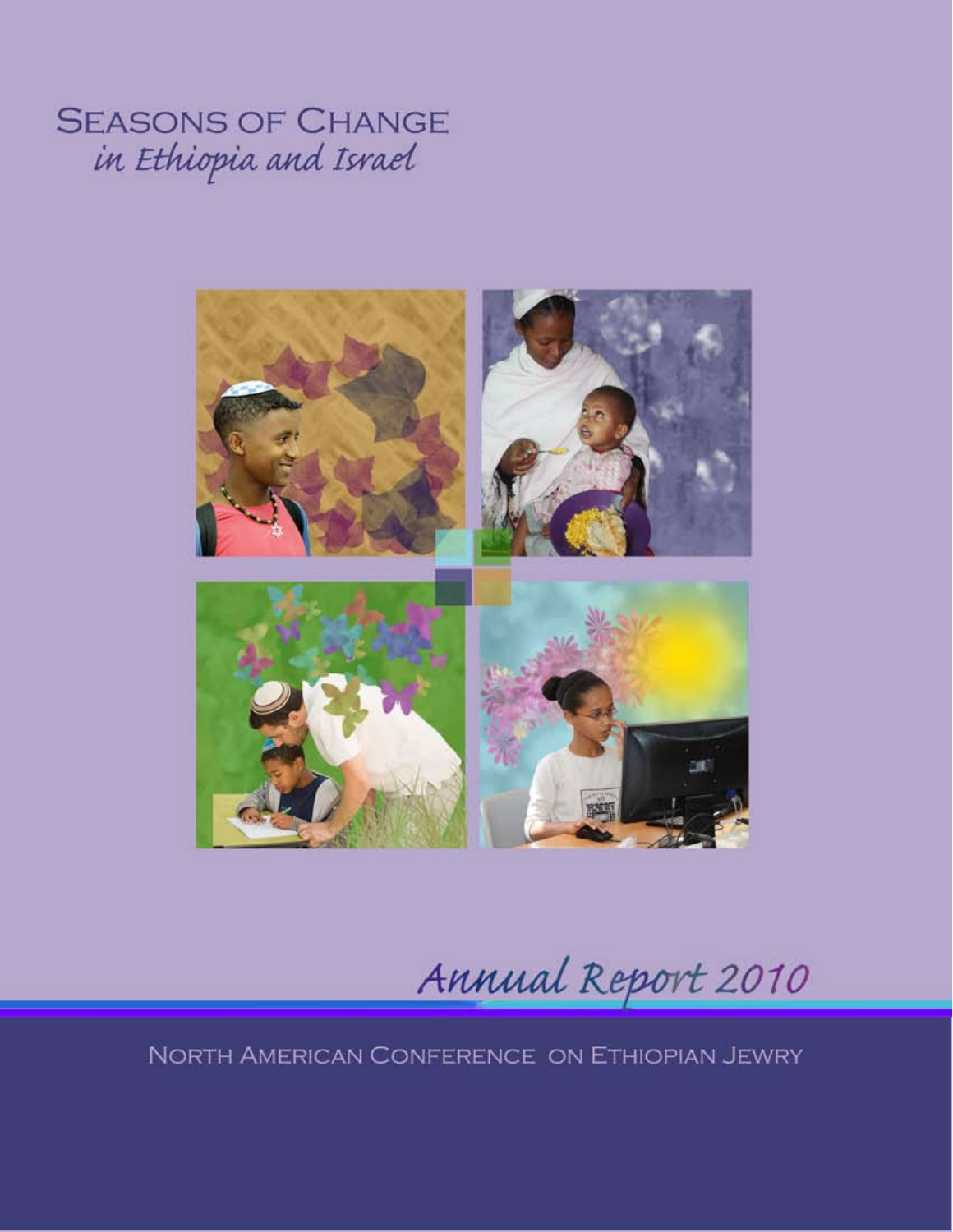# Seasons of Change
*in Ethiopia and Israel*

*Annual Report 2010*

North American Conference on Ethiopian Jewry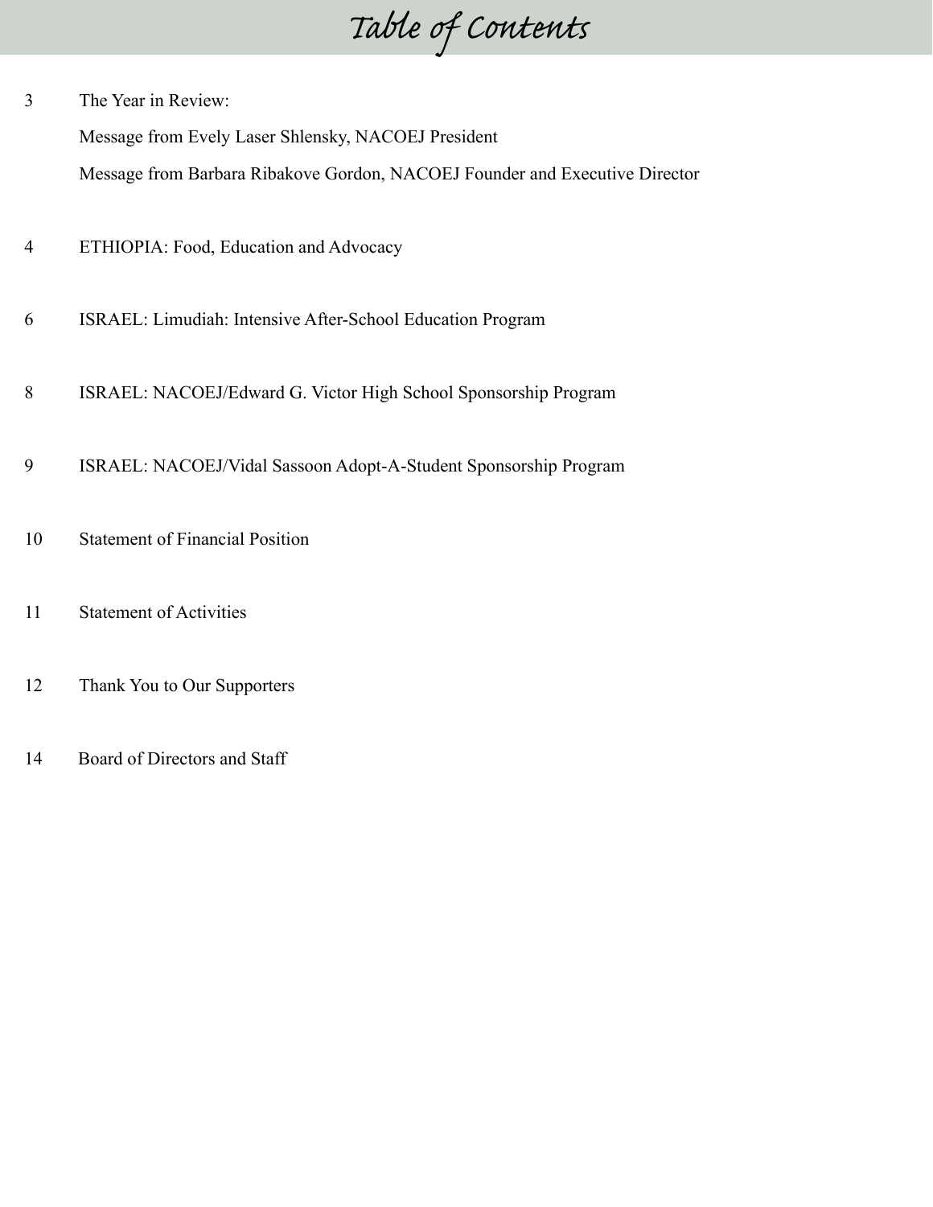# Table of Contents

3 The Year in Review:

Message from Evely Laser Shlensky, NACOEJ President

Message from Barbara Ribakove Gordon, NACOEJ Founder and Executive Director

4 ETHIOPIA: Food, Education and Advocacy

6 ISRAEL: Limudiah: Intensive After-School Education Program

8 ISRAEL: NACOEJ/Edward G. Victor High School Sponsorship Program

9 ISRAEL: NACOEJ/Vidal Sassoon Adopt-A-Student Sponsorship Program

10 Statement of Financial Position

11 Statement of Activities

12 Thank You to Our Supporters

14 Board of Directors and Staff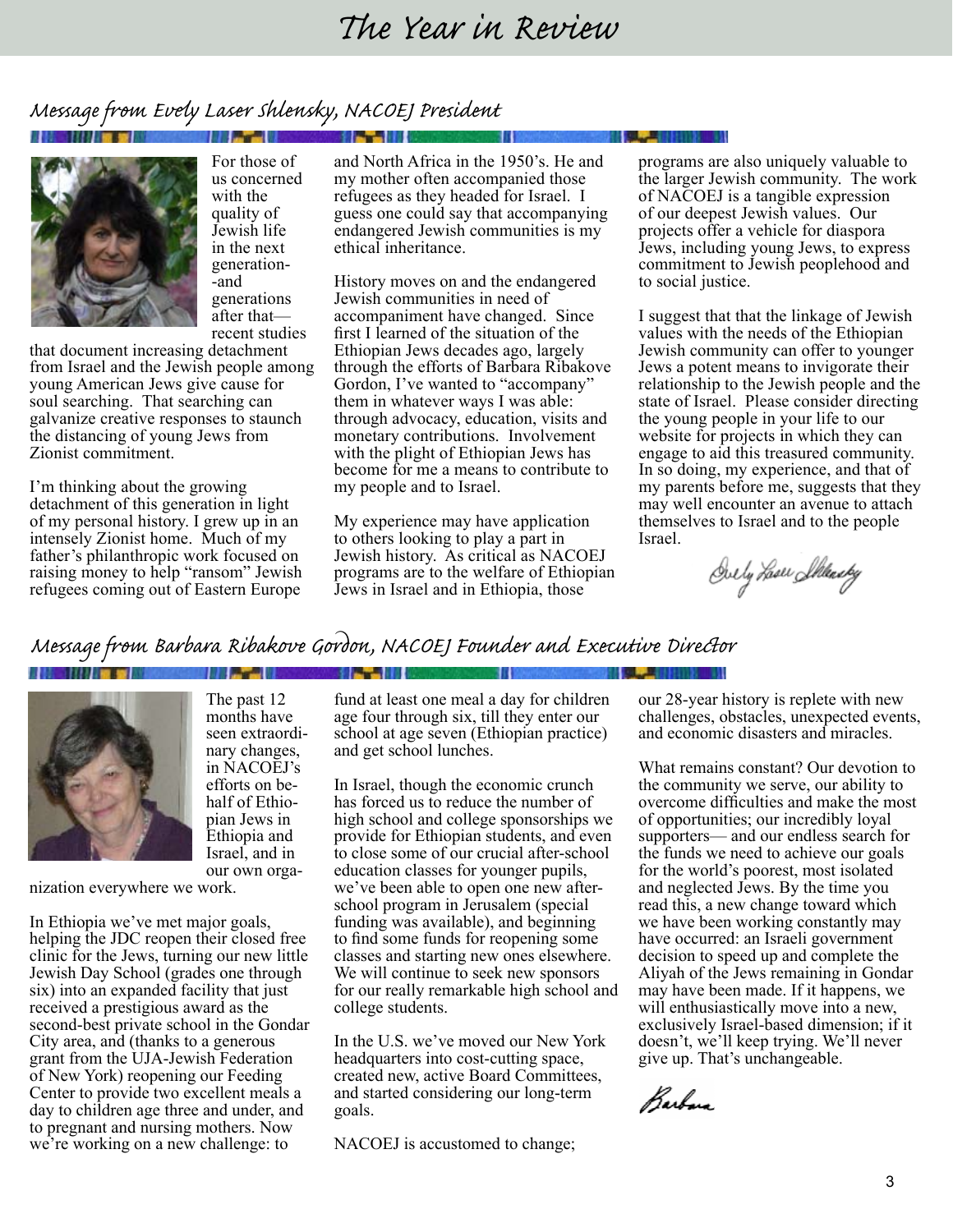# The Year in Review

## Message from Evely Laser Shlensky, NACOEJ President

For those of us concerned with the quality of Jewish life in the next generation--and generations after that—recent studies that document increasing detachment from Israel and the Jewish people among young American Jews give cause for soul searching. That searching can galvanize creative responses to staunch the distancing of young Jews from Zionist commitment.

I'm thinking about the growing detachment of this generation in light of my personal history. I grew up in an intensely Zionist home. Much of my father's philanthropic work focused on raising money to help "ransom" Jewish refugees coming out of Eastern Europe and North Africa in the 1950's. He and my mother often accompanied those refugees as they headed for Israel. I guess one could say that accompanying endangered Jewish communities is my ethical inheritance.

History moves on and the endangered Jewish communities in need of accompaniment have changed. Since first I learned of the situation of the Ethiopian Jews decades ago, largely through the efforts of Barbara Ribakove Gordon, I've wanted to "accompany" them in whatever ways I was able: through advocacy, education, visits and monetary contributions. Involvement with the plight of Ethiopian Jews has become for me a means to contribute to my people and to Israel.

My experience may have application to others looking to play a part in Jewish history. As critical as NACOEJ programs are to the welfare of Ethiopian Jews in Israel and in Ethiopia, those programs are also uniquely valuable to the larger Jewish community. The work of NACOEJ is a tangible expression of our deepest Jewish values. Our projects offer a vehicle for diaspora Jews, including young Jews, to express commitment to Jewish peoplehood and to social justice.

I suggest that that the linkage of Jewish values with the needs of the Ethiopian Jewish community can offer to younger Jews a potent means to invigorate their relationship to the Jewish people and the state of Israel. Please consider directing the young people in your life to our website for projects in which they can engage to aid this treasured community. In so doing, my experience, and that of my parents before me, suggests that they may well encounter an avenue to attach themselves to Israel and to the people Israel.

*Evely Laser Shlensky*

## Message from Barbara Ribakove Gordon, NACOEJ Founder and Executive Director

The past 12 months have seen extraordinary changes, in NACOEJ's efforts on behalf of Ethiopian Jews in Ethiopia and Israel, and in our own organization everywhere we work.

In Ethiopia we've met major goals, helping the JDC reopen their closed free clinic for the Jews, turning our new little Jewish Day School (grades one through six) into an expanded facility that just received a prestigious award as the second-best private school in the Gondar City area, and (thanks to a generous grant from the UJA-Jewish Federation of New York) reopening our Feeding Center to provide two excellent meals a day to children age three and under, and to pregnant and nursing mothers. Now we're working on a new challenge: to fund at least one meal a day for children age four through six, till they enter our school at age seven (Ethiopian practice) and get school lunches.

In Israel, though the economic crunch has forced us to reduce the number of high school and college sponsorships we provide for Ethiopian students, and even to close some of our crucial after-school education classes for younger pupils, we've been able to open one new after-school program in Jerusalem (special funding was available), and beginning to find some funds for reopening some classes and starting new ones elsewhere. We will continue to seek new sponsors for our really remarkable high school and college students.

In the U.S. we've moved our New York headquarters into cost-cutting space, created new, active Board Committees, and started considering our long-term goals.

NACOEJ is accustomed to change; our 28-year history is replete with new challenges, obstacles, unexpected events, and economic disasters and miracles.

What remains constant? Our devotion to the community we serve, our ability to overcome difficulties and make the most of opportunities; our incredibly loyal supporters— and our endless search for the funds we need to achieve our goals for the world's poorest, most isolated and neglected Jews. By the time you read this, a new change toward which we have been working constantly may have occurred: an Israeli government decision to speed up and complete the Aliyah of the Jews remaining in Gondar may have been made. If it happens, we will enthusiastically move into a new, exclusively Israel-based dimension; if it doesn't, we'll keep trying. We'll never give up. That's unchangeable.

*Barbara*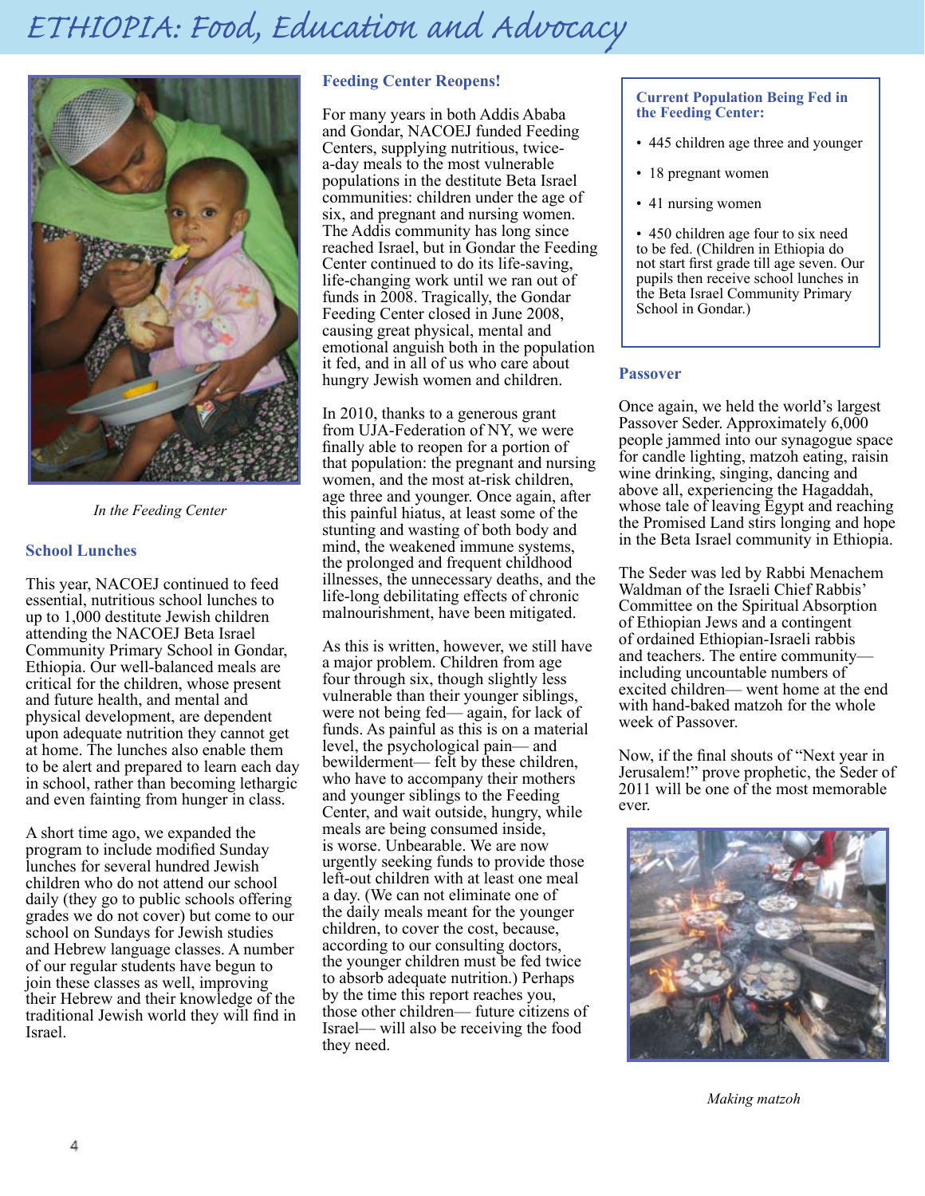# ETHIOPIA: Food, Education and Advocacy

*In the Feeding Center*

## School Lunches

This year, NACOEJ continued to feed essential, nutritious school lunches to up to 1,000 destitute Jewish children attending the NACOEJ Beta Israel Community Primary School in Gondar, Ethiopia. Our well-balanced meals are critical for the children, whose present and future health, and mental and physical development, are dependent upon adequate nutrition they cannot get at home. The lunches also enable them to be alert and prepared to learn each day in school, rather than becoming lethargic and even fainting from hunger in class.

A short time ago, we expanded the program to include modified Sunday lunches for several hundred Jewish children who do not attend our school daily (they go to public schools offering grades we do not cover) but come to our school on Sundays for Jewish studies and Hebrew language classes. A number of our regular students have begun to join these classes as well, improving their Hebrew and their knowledge of the traditional Jewish world they will find in Israel.

## Feeding Center Reopens!

For many years in both Addis Ababa and Gondar, NACOEJ funded Feeding Centers, supplying nutritious, twice-a-day meals to the most vulnerable populations in the destitute Beta Israel communities: children under the age of six, and pregnant and nursing women. The Addis community has long since reached Israel, but in Gondar the Feeding Center continued to do its life-saving, life-changing work until we ran out of funds in 2008. Tragically, the Gondar Feeding Center closed in June 2008, causing great physical, mental and emotional anguish both in the population it fed, and in all of us who care about hungry Jewish women and children.

In 2010, thanks to a generous grant from UJA-Federation of NY, we were finally able to reopen for a portion of that population: the pregnant and nursing women, and the most at-risk children, age three and younger. Once again, after this painful hiatus, at least some of the stunting and wasting of both body and mind, the weakened immune systems, the prolonged and frequent childhood illnesses, the unnecessary deaths, and the life-long debilitating effects of chronic malnourishment, have been mitigated.

As this is written, however, we still have a major problem. Children from age four through six, though slightly less vulnerable than their younger siblings, were not being fed— again, for lack of funds. As painful as this is on a material level, the psychological pain— and bewilderment— felt by these children, who have to accompany their mothers and younger siblings to the Feeding Center, and wait outside, hungry, while meals are being consumed inside, is worse. Unbearable. We are now urgently seeking funds to provide those left-out children with at least one meal a day. (We can not eliminate one of the daily meals meant for the younger children, to cover the cost, because, according to our consulting doctors, the younger children must be fed twice to absorb adequate nutrition.) Perhaps by the time this report reaches you, those other children— future citizens of Israel— will also be receiving the food they need.

### Current Population Being Fed in the Feeding Center:

- 445 children age three and younger
- 18 pregnant women
- 41 nursing women
- 450 children age four to six need to be fed. (Children in Ethiopia do not start first grade till age seven. Our pupils then receive school lunches in the Beta Israel Community Primary School in Gondar.)

## Passover

Once again, we held the world's largest Passover Seder. Approximately 6,000 people jammed into our synagogue space for candle lighting, matzoh eating, raisin wine drinking, singing, dancing and above all, experiencing the Hagaddah, whose tale of leaving Egypt and reaching the Promised Land stirs longing and hope in the Beta Israel community in Ethiopia.

The Seder was led by Rabbi Menachem Waldman of the Israeli Chief Rabbis' Committee on the Spiritual Absorption of Ethiopian Jews and a contingent of ordained Ethiopian-Israeli rabbis and teachers. The entire community— including uncountable numbers of excited children— went home at the end with hand-baked matzoh for the whole week of Passover.

Now, if the final shouts of "Next year in Jerusalem!" prove prophetic, the Seder of 2011 will be one of the most memorable ever.

*Making matzoh*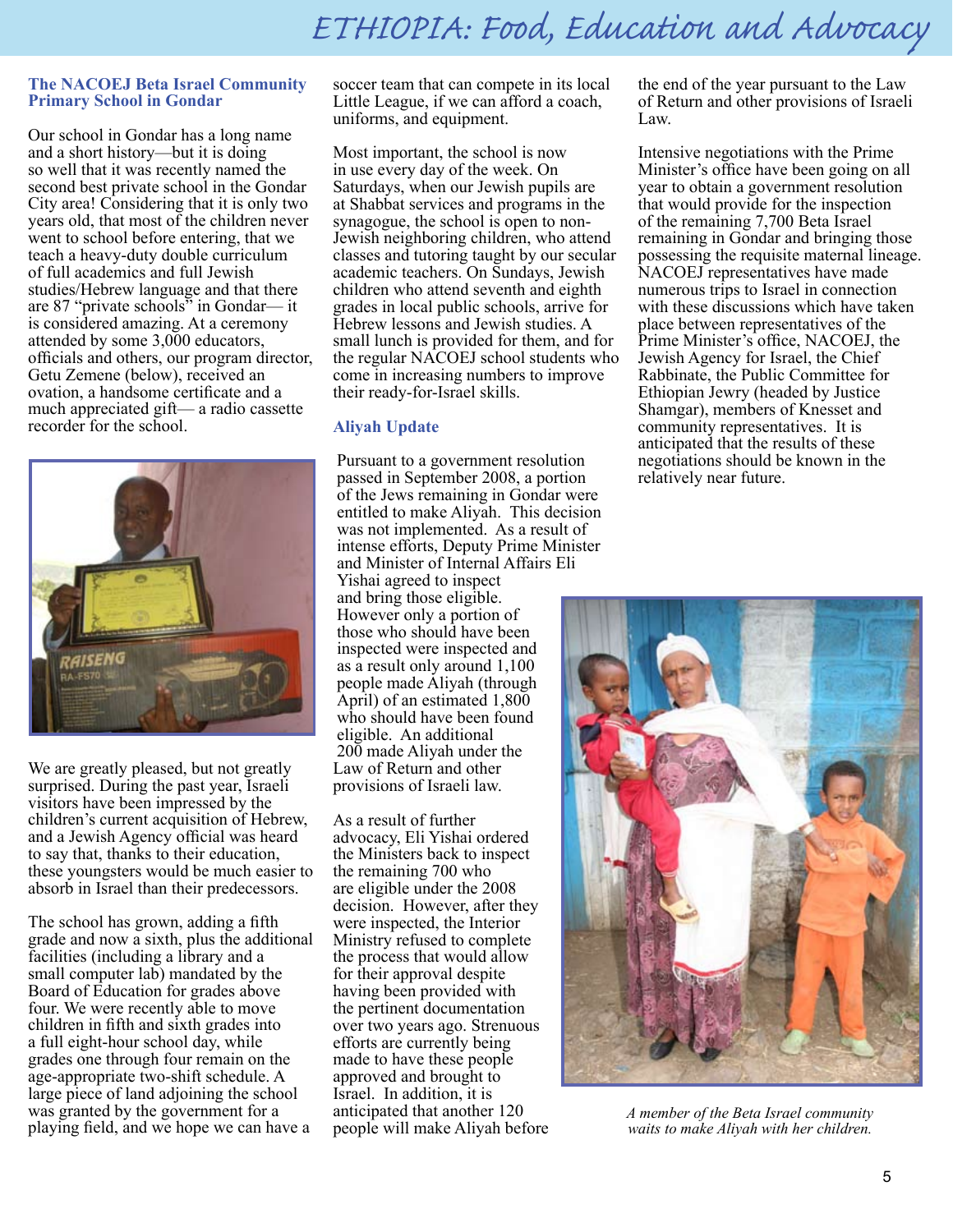# ETHIOPIA: Food, Education and Advocacy

### The NACOEJ Beta Israel Community Primary School in Gondar

Our school in Gondar has a long name and a short history—but it is doing so well that it was recently named the second best private school in the Gondar City area! Considering that it is only two years old, that most of the children never went to school before entering, that we teach a heavy-duty double curriculum of full academics and full Jewish studies/Hebrew language and that there are 87 "private schools" in Gondar— it is considered amazing. At a ceremony attended by some 3,000 educators, officials and others, our program director, Getu Zemene (below), received an ovation, a handsome certificate and a much appreciated gift— a radio cassette recorder for the school.

We are greatly pleased, but not greatly surprised. During the past year, Israeli visitors have been impressed by the children's current acquisition of Hebrew, and a Jewish Agency official was heard to say that, thanks to their education, these youngsters would be much easier to absorb in Israel than their predecessors.

The school has grown, adding a fifth grade and now a sixth, plus the additional facilities (including a library and a small computer lab) mandated by the Board of Education for grades above four. We were recently able to move children in fifth and sixth grades into a full eight-hour school day, while grades one through four remain on the age-appropriate two-shift schedule. A large piece of land adjoining the school was granted by the government for a playing field, and we hope we can have a soccer team that can compete in its local Little League, if we can afford a coach, uniforms, and equipment.

Most important, the school is now in use every day of the week. On Saturdays, when our Jewish pupils are at Shabbat services and programs in the synagogue, the school is open to non-Jewish neighboring children, who attend classes and tutoring taught by our secular academic teachers. On Sundays, Jewish children who attend seventh and eighth grades in local public schools, arrive for Hebrew lessons and Jewish studies. A small lunch is provided for them, and for the regular NACOEJ school students who come in increasing numbers to improve their ready-for-Israel skills.

### Aliyah Update

Pursuant to a government resolution passed in September 2008, a portion of the Jews remaining in Gondar were entitled to make Aliyah. This decision was not implemented. As a result of intense efforts, Deputy Prime Minister and Minister of Internal Affairs Eli Yishai agreed to inspect and bring those eligible. However only a portion of those who should have been inspected were inspected and as a result only around 1,100 people made Aliyah (through April) of an estimated 1,800 who should have been found eligible. An additional 200 made Aliyah under the Law of Return and other provisions of Israeli law.

As a result of further advocacy, Eli Yishai ordered the Ministers back to inspect the remaining 700 who are eligible under the 2008 decision. However, after they were inspected, the Interior Ministry refused to complete the process that would allow for their approval despite having been provided with the pertinent documentation over two years ago. Strenuous efforts are currently being made to have these people approved and brought to Israel. In addition, it is anticipated that another 120 people will make Aliyah before the end of the year pursuant to the Law of Return and other provisions of Israeli Law.

Intensive negotiations with the Prime Minister's office have been going on all year to obtain a government resolution that would provide for the inspection of the remaining 7,700 Beta Israel remaining in Gondar and bringing those possessing the requisite maternal lineage. NACOEJ representatives have made numerous trips to Israel in connection with these discussions which have taken place between representatives of the Prime Minister's office, NACOEJ, the Jewish Agency for Israel, the Chief Rabbinate, the Public Committee for Ethiopian Jewry (headed by Justice Shamgar), members of Knesset and community representatives. It is anticipated that the results of these negotiations should be known in the relatively near future.

*A member of the Beta Israel community waits to make Aliyah with her children.*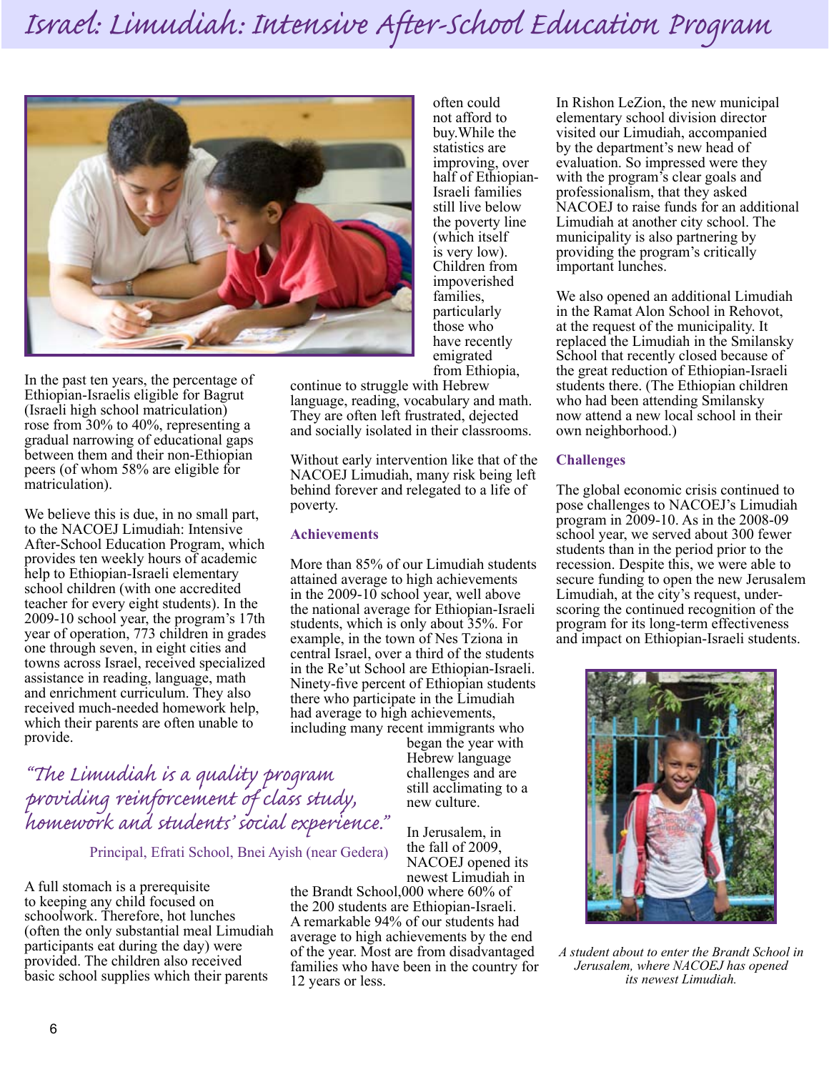# Israel: Limudiah: Intensive After-School Education Program

In the past ten years, the percentage of Ethiopian-Israelis eligible for Bagrut (Israeli high school matriculation) rose from 30% to 40%, representing a gradual narrowing of educational gaps between them and their non-Ethiopian peers (of whom 58% are eligible for matriculation).

We believe this is due, in no small part, to the NACOEJ Limudiah: Intensive After-School Education Program, which provides ten weekly hours of academic help to Ethiopian-Israeli elementary school children (with one accredited teacher for every eight students). In the 2009-10 school year, the program's 17th year of operation, 773 children in grades one through seven, in eight cities and towns across Israel, received specialized assistance in reading, language, math and enrichment curriculum. They also received much-needed homework help, which their parents are often unable to provide.

*"The Limudiah is a quality program providing reinforcement of class study, homework and students' social experience."*

Principal, Efrati School, Bnei Ayish (near Gedera)

A full stomach is a prerequisite to keeping any child focused on schoolwork. Therefore, hot lunches (often the only substantial meal Limudiah participants eat during the day) were provided. The children also received basic school supplies which their parents often could not afford to buy. While the statistics are improving, over half of Ethiopian-Israeli families still live below the poverty line (which itself is very low). Children from impoverished families, particularly those who have recently emigrated from Ethiopia, continue to struggle with Hebrew language, reading, vocabulary and math. They are often left frustrated, dejected and socially isolated in their classrooms.

Without early intervention like that of the NACOEJ Limudiah, many risk being left behind forever and relegated to a life of poverty.

### Achievements

More than 85% of our Limudiah students attained average to high achievements in the 2009-10 school year, well above the national average for Ethiopian-Israeli students, which is only about 35%. For example, in the town of Nes Tziona in central Israel, over a third of the students in the Re'ut School are Ethiopian-Israeli. Ninety-five percent of Ethiopian students there who participate in the Limudiah had average to high achievements, including many recent immigrants who began the year with Hebrew language challenges and are still acclimating to a new culture.

In Jerusalem, in the fall of 2009, NACOEJ opened its newest Limudiah in the Brandt School,000 where 60% of the 200 students are Ethiopian-Israeli. A remarkable 94% of our students had average to high achievements by the end of the year. Most are from disadvantaged families who have been in the country for 12 years or less.

In Rishon LeZion, the new municipal elementary school division director visited our Limudiah, accompanied by the department's new head of evaluation. So impressed were they with the program's clear goals and professionalism, that they asked NACOEJ to raise funds for an additional Limudiah at another city school. The municipality is also partnering by providing the program's critically important lunches.

We also opened an additional Limudiah in the Ramat Alon School in Rehovot, at the request of the municipality. It replaced the Limudiah in the Smilansky School that recently closed because of the great reduction of Ethiopian-Israeli students there. (The Ethiopian children who had been attending Smilansky now attend a new local school in their own neighborhood.)

### Challenges

The global economic crisis continued to pose challenges to NACOEJ's Limudiah program in 2009-10. As in the 2008-09 school year, we served about 300 fewer students than in the period prior to the recession. Despite this, we were able to secure funding to open the new Jerusalem Limudiah, at the city's request, underscoring the continued recognition of the program for its long-term effectiveness and impact on Ethiopian-Israeli students.

*A student about to enter the Brandt School in Jerusalem, where NACOEJ has opened its newest Limudiah.*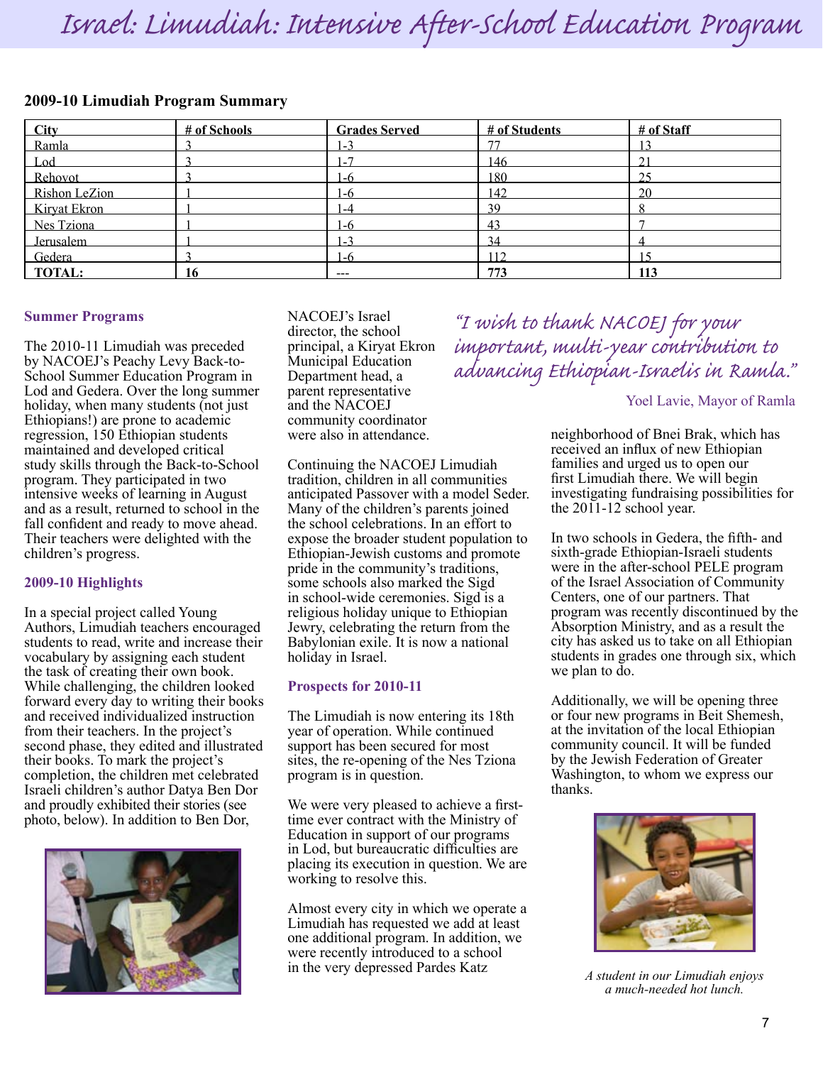# Israel: Limudiah: Intensive After-School Education Program

**2009-10 Limudiah Program Summary**

| City | # of Schools | Grades Served | # of Students | # of Staff |
|---|---|---|---|---|
| Ramla | 3 | 1-3 | 77 | 13 |
| Lod | 3 | 1-7 | 146 | 21 |
| Rehovot | 3 | 1-6 | 180 | 25 |
| Rishon LeZion | 1 | 1-6 | 142 | 20 |
| Kiryat Ekron | 1 | 1-4 | 39 | 8 |
| Nes Tziona | 1 | 1-6 | 43 | 7 |
| Jerusalem | 1 | 1-3 | 34 | 4 |
| Gedera | 3 | 1-6 | 112 | 15 |
| **TOTAL:** | **16** | --- | **773** | **113** |

### Summer Programs

The 2010-11 Limudiah was preceded by NACOEJ's Peachy Levy Back-to-School Summer Education Program in Lod and Gedera. Over the long summer holiday, when many students (not just Ethiopians!) are prone to academic regression, 150 Ethiopian students maintained and developed critical study skills through the Back-to-School program. They participated in two intensive weeks of learning in August and as a result, returned to school in the fall confident and ready to move ahead. Their teachers were delighted with the children's progress.

### 2009-10 Highlights

In a special project called Young Authors, Limudiah teachers encouraged students to read, write and increase their vocabulary by assigning each student the task of creating their own book. While challenging, the children looked forward every day to writing their books and received individualized instruction from their teachers. In the project's second phase, they edited and illustrated their books. To mark the project's completion, the children met celebrated Israeli children's author Datya Ben Dor and proudly exhibited their stories (see photo, below). In addition to Ben Dor, NACOEJ's Israel director, the school principal, a Kiryat Ekron Municipal Education Department head, a parent representative and the NACOEJ community coordinator were also in attendance.

Continuing the NACOEJ Limudiah tradition, children in all communities anticipated Passover with a model Seder. Many of the children's parents joined the school celebrations. In an effort to expose the broader student population to Ethiopian-Jewish customs and promote pride in the community's traditions, some schools also marked the Sigd in school-wide ceremonies. Sigd is a religious holiday unique to Ethiopian Jewry, celebrating the return from the Babylonian exile. It is now a national holiday in Israel.

### Prospects for 2010-11

The Limudiah is now entering its 18th year of operation. While continued support has been secured for most sites, the re-opening of the Nes Tziona program is in question.

We were very pleased to achieve a first-time ever contract with the Ministry of Education in support of our programs in Lod, but bureaucratic difficulties are placing its execution in question. We are working to resolve this.

Almost every city in which we operate a Limudiah has requested we add at least one additional program. In addition, we were recently introduced to a school in the very depressed Pardes Katz neighborhood of Bnei Brak, which has received an influx of new Ethiopian families and urged us to open our first Limudiah there. We will begin investigating fundraising possibilities for the 2011-12 school year.

*"I wish to thank NACOEJ for your important, multi-year contribution to advancing Ethiopian-Israelis in Ramla."*

Yoel Lavie, Mayor of Ramla

In two schools in Gedera, the fifth- and sixth-grade Ethiopian-Israeli students were in the after-school PELE program of the Israel Association of Community Centers, one of our partners. That program was recently discontinued by the Absorption Ministry, and as a result the city has asked us to take on all Ethiopian students in grades one through six, which we plan to do.

Additionally, we will be opening three or four new programs in Beit Shemesh, at the invitation of the local Ethiopian community council. It will be funded by the Jewish Federation of Greater Washington, to whom we express our thanks.

*A student in our Limudiah enjoys a much-needed hot lunch.*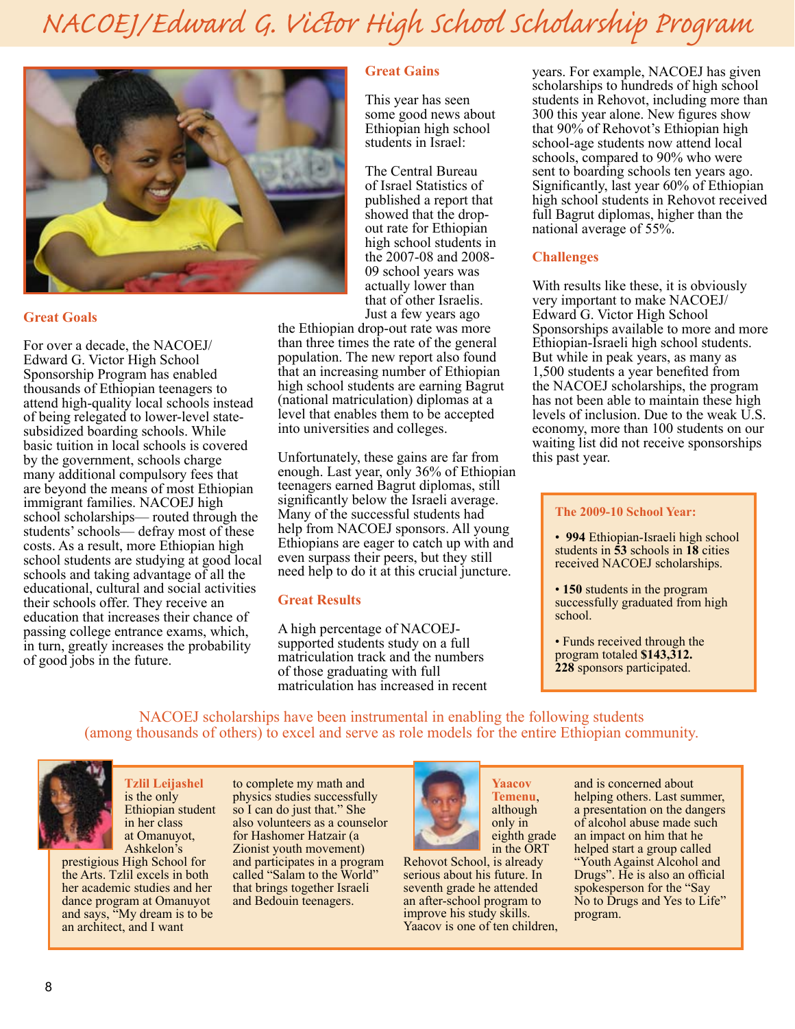# NACOEJ/Edward G. Victor High School Scholarship Program

## Great Goals

For over a decade, the NACOEJ/ Edward G. Victor High School Sponsorship Program has enabled thousands of Ethiopian teenagers to attend high-quality local schools instead of being relegated to lower-level state-subsidized boarding schools. While basic tuition in local schools is covered by the government, schools charge many additional compulsory fees that are beyond the means of most Ethiopian immigrant families. NACOEJ high school scholarships— routed through the students' schools— defray most of these costs. As a result, more Ethiopian high school students are studying at good local schools and taking advantage of all the educational, cultural and social activities their schools offer. They receive an education that increases their chance of passing college entrance exams, which, in turn, greatly increases the probability of good jobs in the future.

## Great Gains

This year has seen some good news about Ethiopian high school students in Israel:

The Central Bureau of Israel Statistics of published a report that showed that the drop-out rate for Ethiopian high school students in the 2007-08 and 2008-09 school years was actually lower than that of other Israelis. Just a few years ago the Ethiopian drop-out rate was more than three times the rate of the general population. The new report also found that an increasing number of Ethiopian high school students are earning Bagrut (national matriculation) diplomas at a level that enables them to be accepted into universities and colleges.

Unfortunately, these gains are far from enough. Last year, only 36% of Ethiopian teenagers earned Bagrut diplomas, still significantly below the Israeli average. Many of the successful students had help from NACOEJ sponsors. All young Ethiopians are eager to catch up with and even surpass their peers, but they still need help to do it at this crucial juncture.

## Great Results

A high percentage of NACOEJ-supported students study on a full matriculation track and the numbers of those graduating with full matriculation has increased in recent years. For example, NACOEJ has given scholarships to hundreds of high school students in Rehovot, including more than 300 this year alone. New figures show that 90% of Rehovot's Ethiopian high school-age students now attend local schools, compared to 90% who were sent to boarding schools ten years ago. Significantly, last year 60% of Ethiopian high school students in Rehovot received full Bagrut diplomas, higher than the national average of 55%.

## Challenges

With results like these, it is obviously very important to make NACOEJ/ Edward G. Victor High School Sponsorships available to more and more Ethiopian-Israeli high school students. But while in peak years, as many as 1,500 students a year benefited from the NACOEJ scholarships, the program has not been able to maintain these high levels of inclusion. Due to the weak U.S. economy, more than 100 students on our waiting list did not receive sponsorships this past year.

### The 2009-10 School Year:

- **994** Ethiopian-Israeli high school students in **53** schools in **18** cities received NACOEJ scholarships.
- **150** students in the program successfully graduated from high school.
- Funds received through the program totaled **$143,312.** **228** sponsors participated.

NACOEJ scholarships have been instrumental in enabling the following students (among thousands of others) to excel and serve as role models for the entire Ethiopian community.

**Tzlil Leijashel** is the only Ethiopian student in her class at Omanuyot, Ashkelon's prestigious High School for the Arts. Tzlil excels in both her academic studies and her dance program at Omanuyot and says, "My dream is to be an architect, and I want to complete my math and physics studies successfully so I can do just that." She also volunteers as a counselor for Hashomer Hatzair (a Zionist youth movement) and participates in a program called "Salam to the World" that brings together Israeli and Bedouin teenagers.

**Yaacov Temenu**, although only in eighth grade in the ORT Rehovot School, is already serious about his future. In seventh grade he attended an after-school program to improve his study skills. Yaacov is one of ten children, and is concerned about helping others. Last summer, a presentation on the dangers of alcohol abuse made such an impact on him that he helped start a group called "Youth Against Alcohol and Drugs". He is also an official spokesperson for the "Say No to Drugs and Yes to Life" program.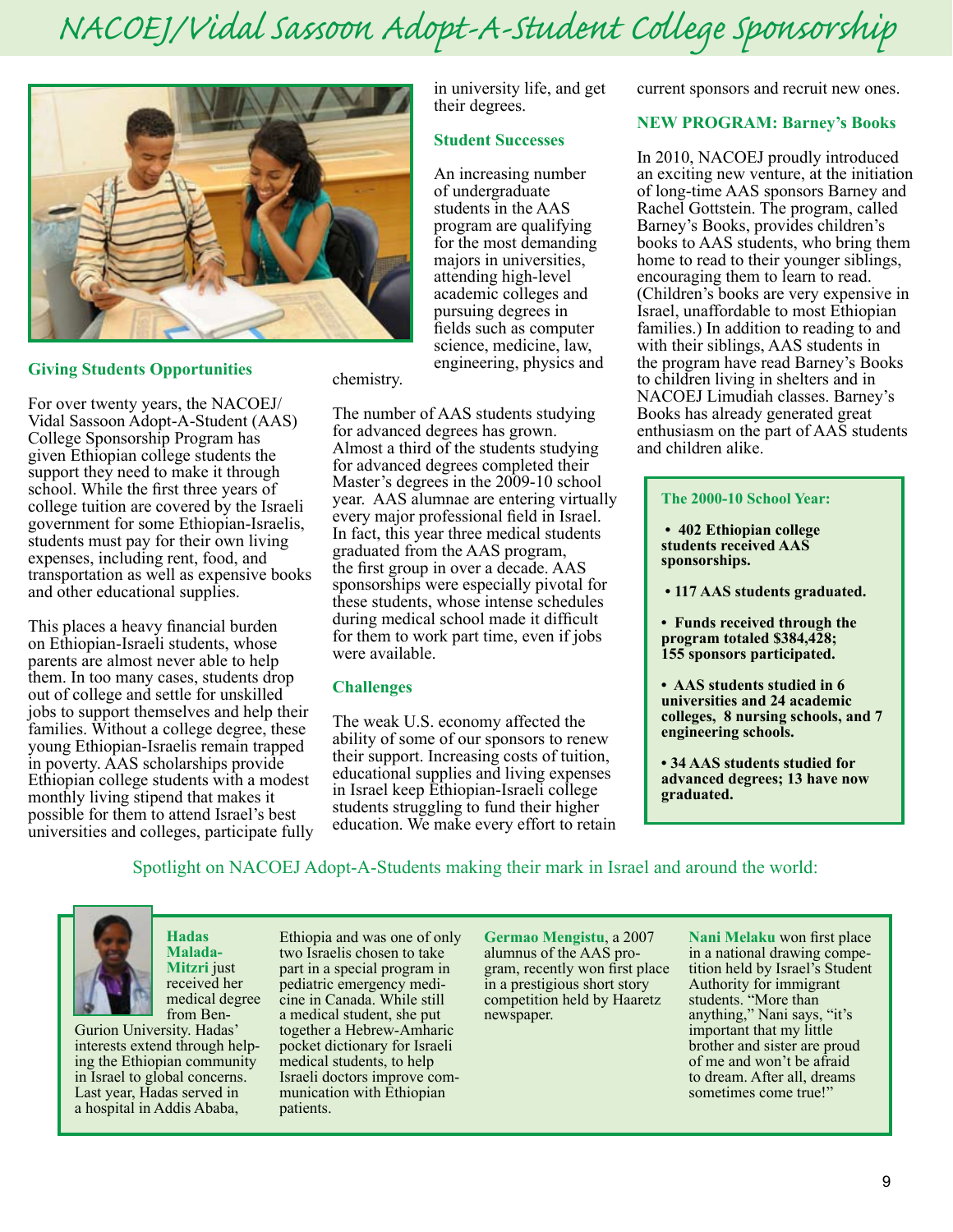# NACOEJ/Vidal Sassoon Adopt-A-Student College Sponsorship

## Giving Students Opportunities

For over twenty years, the NACOEJ/ Vidal Sassoon Adopt-A-Student (AAS) College Sponsorship Program has given Ethiopian college students the support they need to make it through school. While the first three years of college tuition are covered by the Israeli government for some Ethiopian-Israelis, students must pay for their own living expenses, including rent, food, and transportation as well as expensive books and other educational supplies.

This places a heavy financial burden on Ethiopian-Israeli students, whose parents are almost never able to help them. In too many cases, students drop out of college and settle for unskilled jobs to support themselves and help their families. Without a college degree, these young Ethiopian-Israelis remain trapped in poverty. AAS scholarships provide Ethiopian college students with a modest monthly living stipend that makes it possible for them to attend Israel's best universities and colleges, participate fully in university life, and get their degrees.

## Student Successes

An increasing number of undergraduate students in the AAS program are qualifying for the most demanding majors in universities, attending high-level academic colleges and pursuing degrees in fields such as computer science, medicine, law, engineering, physics and chemistry.

The number of AAS students studying for advanced degrees has grown. Almost a third of the students studying for advanced degrees completed their Master's degrees in the 2009-10 school year. AAS alumnae are entering virtually every major professional field in Israel. In fact, this year three medical students graduated from the AAS program, the first group in over a decade. AAS sponsorships were especially pivotal for these students, whose intense schedules during medical school made it difficult for them to work part time, even if jobs were available.

## Challenges

The weak U.S. economy affected the ability of some of our sponsors to renew their support. Increasing costs of tuition, educational supplies and living expenses in Israel keep Ethiopian-Israeli college students struggling to fund their higher education. We make every effort to retain current sponsors and recruit new ones.

## NEW PROGRAM: Barney's Books

In 2010, NACOEJ proudly introduced an exciting new venture, at the initiation of long-time AAS sponsors Barney and Rachel Gottstein. The program, called Barney's Books, provides children's books to AAS students, who bring them home to read to their younger siblings, encouraging them to learn to read. (Children's books are very expensive in Israel, unaffordable to most Ethiopian families.) In addition to reading to and with their siblings, AAS students in the program have read Barney's Books to children living in shelters and in NACOEJ Limudiah classes. Barney's Books has already generated great enthusiasm on the part of AAS students and children alike.

### The 2000-10 School Year:

- **402 Ethiopian college students received AAS sponsorships.**
- **117 AAS students graduated.**
- **Funds received through the program totaled $384,428; 155 sponsors participated.**
- **AAS students studied in 6 universities and 24 academic colleges, 8 nursing schools, and 7 engineering schools.**
- **34 AAS students studied for advanced degrees; 13 have now graduated.**

Spotlight on NACOEJ Adopt-A-Students making their mark in Israel and around the world:

**Hadas Malada-Mitzri** just received her medical degree from Ben-Gurion University. Hadas' interests extend through helping the Ethiopian community in Israel to global concerns. Last year, Hadas served in a hospital in Addis Ababa, Ethiopia and was one of only two Israelis chosen to take part in a special program in pediatric emergency medicine in Canada. While still a medical student, she put together a Hebrew-Amharic pocket dictionary for Israeli medical students, to help Israeli doctors improve communication with Ethiopian patients.

**Germao Mengistu**, a 2007 alumnus of the AAS program, recently won first place in a prestigious short story competition held by Haaretz newspaper.

**Nani Melaku** won first place in a national drawing competition held by Israel's Student Authority for immigrant students. "More than anything," Nani says, "it's important that my little brother and sister are proud of me and won't be afraid to dream. After all, dreams sometimes come true!"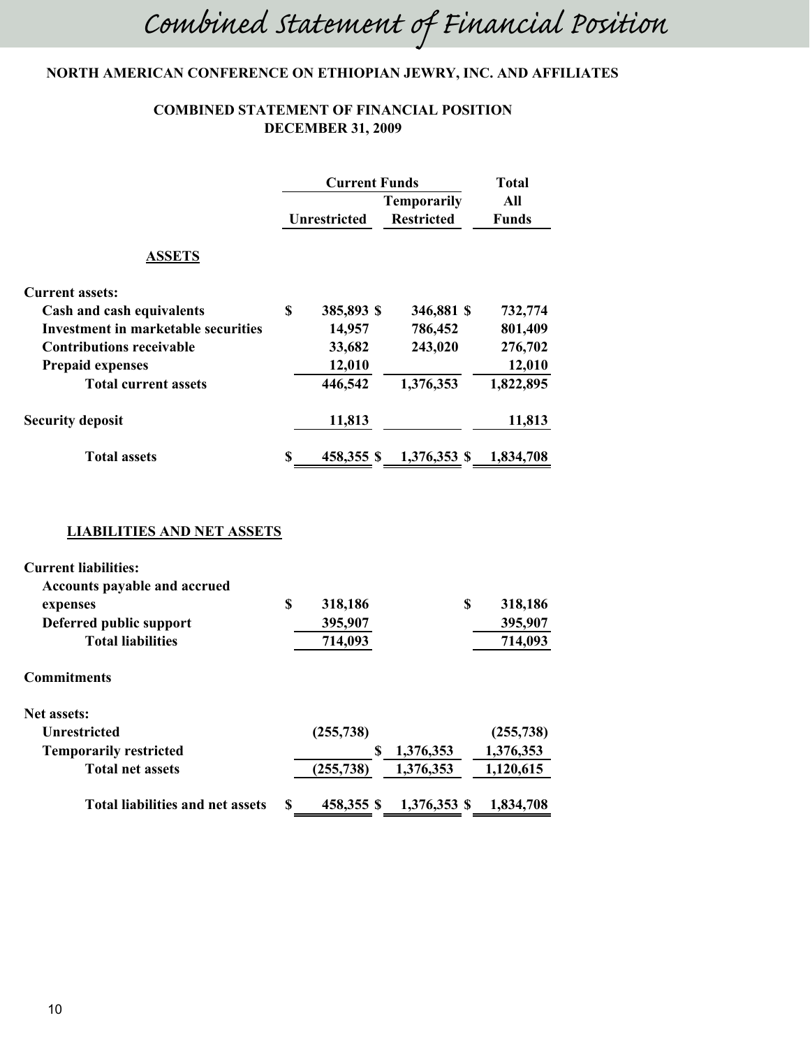# Combined Statement of Financial Position

**NORTH AMERICAN CONFERENCE ON ETHIOPIAN JEWRY, INC. AND AFFILIATES**

**COMBINED STATEMENT OF FINANCIAL POSITION**
**DECEMBER 31, 2009**

| | Current Funds | | Total |
|---|---|---|---|
| | Unrestricted | Temporarily Restricted | All Funds |
| **ASSETS** | | | |
| **Current assets:** | | | |
| Cash and cash equivalents | $ 385,893 | $ 346,881 | $ 732,774 |
| Investment in marketable securities | 14,957 | 786,452 | 801,409 |
| Contributions receivable | 33,682 | 243,020 | 276,702 |
| Prepaid expenses | 12,010 | | 12,010 |
| Total current assets | 446,542 | 1,376,353 | 1,822,895 |
| Security deposit | 11,813 | | 11,813 |
| **Total assets** | $ 458,355 | $ 1,376,353 | $ 1,834,708 |
| **LIABILITIES AND NET ASSETS** | | | |
| **Current liabilities:** | | | |
| Accounts payable and accrued expenses | $ 318,186 | | $ 318,186 |
| Deferred public support | 395,907 | | 395,907 |
| Total liabilities | 714,093 | | 714,093 |
| **Commitments** | | | |
| **Net assets:** | | | |
| Unrestricted | (255,738) | | (255,738) |
| Temporarily restricted | | $ 1,376,353 | 1,376,353 |
| Total net assets | (255,738) | 1,376,353 | 1,120,615 |
| **Total liabilities and net assets** | $ 458,355 | $ 1,376,353 | $ 1,834,708 |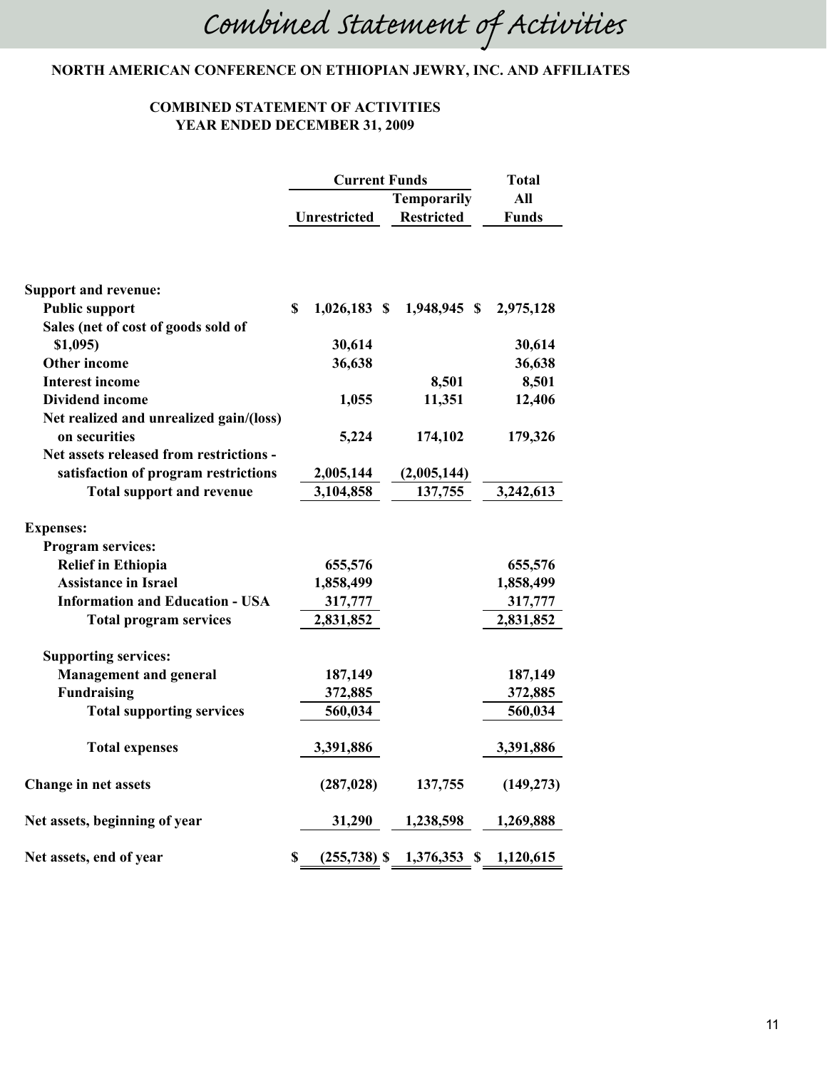# Combined Statement of Activities

**NORTH AMERICAN CONFERENCE ON ETHIOPIAN JEWRY, INC. AND AFFILIATES**

**COMBINED STATEMENT OF ACTIVITIES**
**YEAR ENDED DECEMBER 31, 2009**

| | Current Funds | | Total |
|---|---|---|---|
| | Unrestricted | Temporarily Restricted | Total All Funds |
| **Support and revenue:** | | | |
| **Public support** | $ 1,026,183 | $ 1,948,945 | $ 2,975,128 |
| **Sales (net of cost of goods sold of $1,095)** | 30,614 | | 30,614 |
| **Other income** | 36,638 | | 36,638 |
| **Interest income** | | 8,501 | 8,501 |
| **Dividend income** | 1,055 | 11,351 | 12,406 |
| **Net realized and unrealized gain/(loss) on securities** | 5,224 | 174,102 | 179,326 |
| **Net assets released from restrictions - satisfaction of program restrictions** | 2,005,144 | (2,005,144) | |
| **Total support and revenue** | 3,104,858 | 137,755 | 3,242,613 |
| **Expenses:** | | | |
| **Program services:** | | | |
| **Relief in Ethiopia** | 655,576 | | 655,576 |
| **Assistance in Israel** | 1,858,499 | | 1,858,499 |
| **Information and Education - USA** | 317,777 | | 317,777 |
| **Total program services** | 2,831,852 | | 2,831,852 |
| **Supporting services:** | | | |
| **Management and general** | 187,149 | | 187,149 |
| **Fundraising** | 372,885 | | 372,885 |
| **Total supporting services** | 560,034 | | 560,034 |
| **Total expenses** | 3,391,886 | | 3,391,886 |
| **Change in net assets** | (287,028) | 137,755 | (149,273) |
| **Net assets, beginning of year** | 31,290 | 1,238,598 | 1,269,888 |
| **Net assets, end of year** | $ (255,738) | $ 1,376,353 | $ 1,120,615 |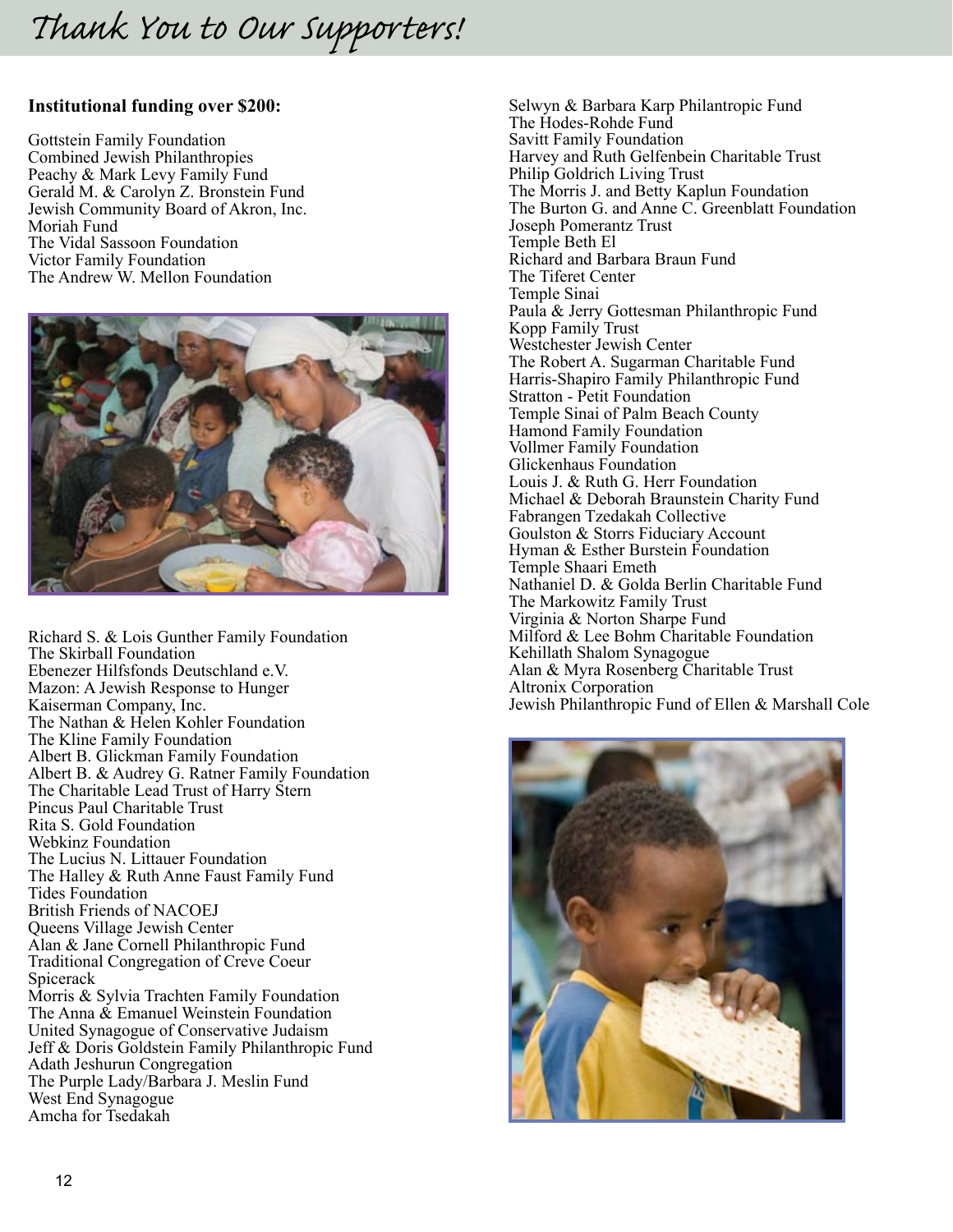# Thank You to Our Supporters!

**Institutional funding over $200:**

Gottstein Family Foundation
Combined Jewish Philanthropies
Peachy & Mark Levy Family Fund
Gerald M. & Carolyn Z. Bronstein Fund
Jewish Community Board of Akron, Inc.
Moriah Fund
The Vidal Sassoon Foundation
Victor Family Foundation
The Andrew W. Mellon Foundation
Richard S. & Lois Gunther Family Foundation
The Skirball Foundation
Ebenezer Hilfsfonds Deutschland e.V.
Mazon: A Jewish Response to Hunger
Kaiserman Company, Inc.
The Nathan & Helen Kohler Foundation
The Kline Family Foundation
Albert B. Glickman Family Foundation
Albert B. & Audrey G. Ratner Family Foundation
The Charitable Lead Trust of Harry Stern
Pincus Paul Charitable Trust
Rita S. Gold Foundation
Webkinz Foundation
The Lucius N. Littauer Foundation
The Halley & Ruth Anne Faust Family Fund
Tides Foundation
British Friends of NACOEJ
Queens Village Jewish Center
Alan & Jane Cornell Philanthropic Fund
Traditional Congregation of Creve Coeur
Spicerack
Morris & Sylvia Trachten Family Foundation
The Anna & Emanuel Weinstein Foundation
United Synagogue of Conservative Judaism
Jeff & Doris Goldstein Family Philanthropic Fund
Adath Jeshurun Congregation
The Purple Lady/Barbara J. Meslin Fund
West End Synagogue
Amcha for Tsedakah
Selwyn & Barbara Karp Philantropic Fund
The Hodes-Rohde Fund
Savitt Family Foundation
Harvey and Ruth Gelfenbein Charitable Trust
Philip Goldrich Living Trust
The Morris J. and Betty Kaplun Foundation
The Burton G. and Anne C. Greenblatt Foundation
Joseph Pomerantz Trust
Temple Beth El
Richard and Barbara Braun Fund
The Tiferet Center
Temple Sinai
Paula & Jerry Gottesman Philanthropic Fund
Kopp Family Trust
Westchester Jewish Center
The Robert A. Sugarman Charitable Fund
Harris-Shapiro Family Philanthropic Fund
Stratton - Petit Foundation
Temple Sinai of Palm Beach County
Hamond Family Foundation
Vollmer Family Foundation
Glickenhaus Foundation
Louis J. & Ruth G. Herr Foundation
Michael & Deborah Braunstein Charity Fund
Fabrangen Tzedakah Collective
Goulston & Storrs Fiduciary Account
Hyman & Esther Burstein Foundation
Temple Shaari Emeth
Nathaniel D. & Golda Berlin Charitable Fund
The Markowitz Family Trust
Virginia & Norton Sharpe Fund
Milford & Lee Bohm Charitable Foundation
Kehillath Shalom Synagogue
Alan & Myra Rosenberg Charitable Trust
Altronix Corporation
Jewish Philanthropic Fund of Ellen & Marshall Cole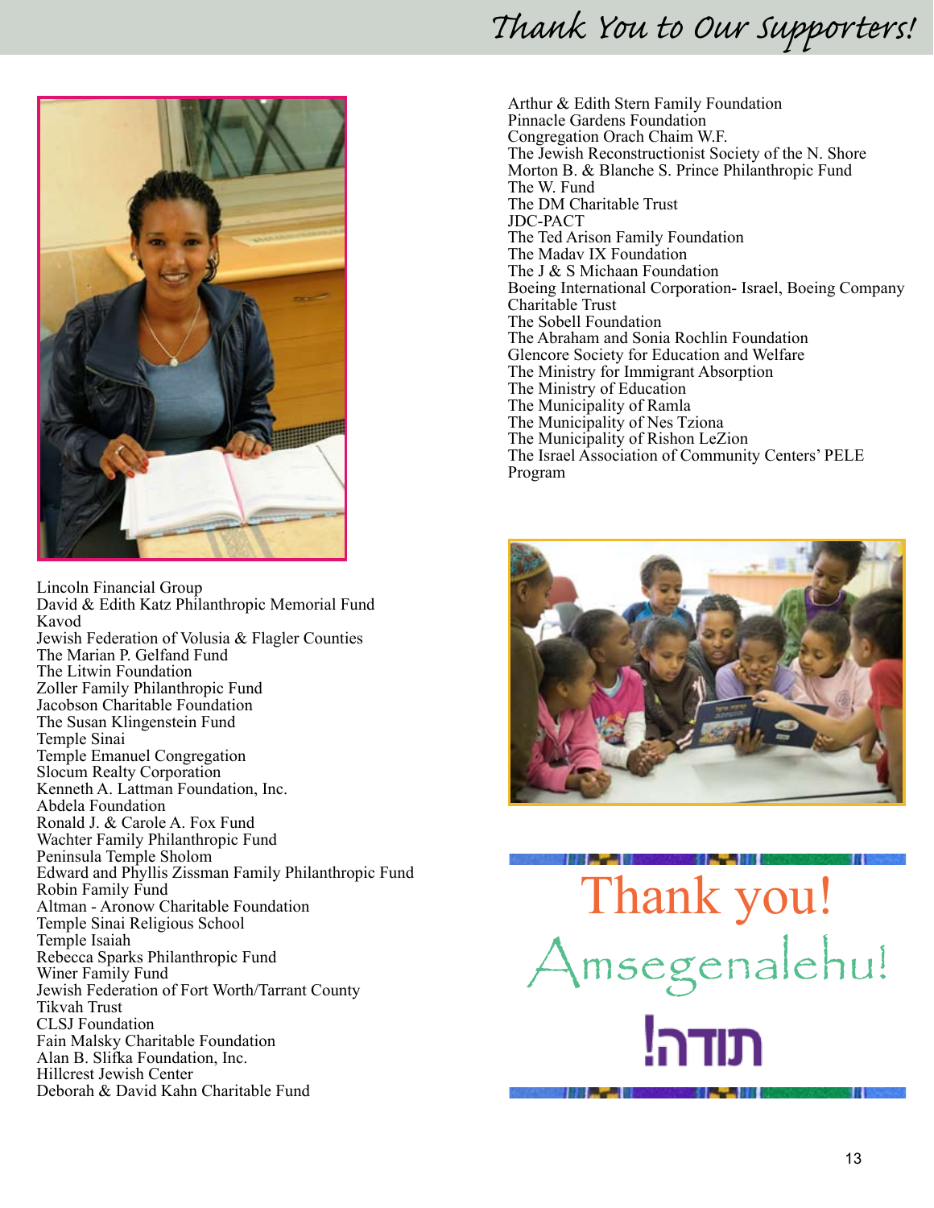# Thank You to Our Supporters!

Lincoln Financial Group
David & Edith Katz Philanthropic Memorial Fund
Kavod
Jewish Federation of Volusia & Flagler Counties
The Marian P. Gelfand Fund
The Litwin Foundation
Zoller Family Philanthropic Fund
Jacobson Charitable Foundation
The Susan Klingenstein Fund
Temple Sinai
Temple Emanuel Congregation
Slocum Realty Corporation
Kenneth A. Lattman Foundation, Inc.
Abdela Foundation
Ronald J. & Carole A. Fox Fund
Wachter Family Philanthropic Fund
Peninsula Temple Sholom
Edward and Phyllis Zissman Family Philanthropic Fund
Robin Family Fund
Altman - Aronow Charitable Foundation
Temple Sinai Religious School
Temple Isaiah
Rebecca Sparks Philanthropic Fund
Winer Family Fund
Jewish Federation of Fort Worth/Tarrant County
Tikvah Trust
CLSJ Foundation
Fain Malsky Charitable Foundation
Alan B. Slifka Foundation, Inc.
Hillcrest Jewish Center
Deborah & David Kahn Charitable Fund

Arthur & Edith Stern Family Foundation
Pinnacle Gardens Foundation
Congregation Orach Chaim W.F.
The Jewish Reconstructionist Society of the N. Shore
Morton B. & Blanche S. Prince Philanthropic Fund
The W. Fund
The DM Charitable Trust
JDC-PACT
The Ted Arison Family Foundation
The Madav IX Foundation
The J & S Michaan Foundation
Boeing International Corporation- Israel, Boeing Company Charitable Trust
The Sobell Foundation
The Abraham and Sonia Rochlin Foundation
Glencore Society for Education and Welfare
The Ministry for Immigrant Absorption
The Ministry of Education
The Municipality of Ramla
The Municipality of Nes Tziona
The Municipality of Rishon LeZion
The Israel Association of Community Centers' PELE Program

Thank you!

Amsegenalehu!

תודה!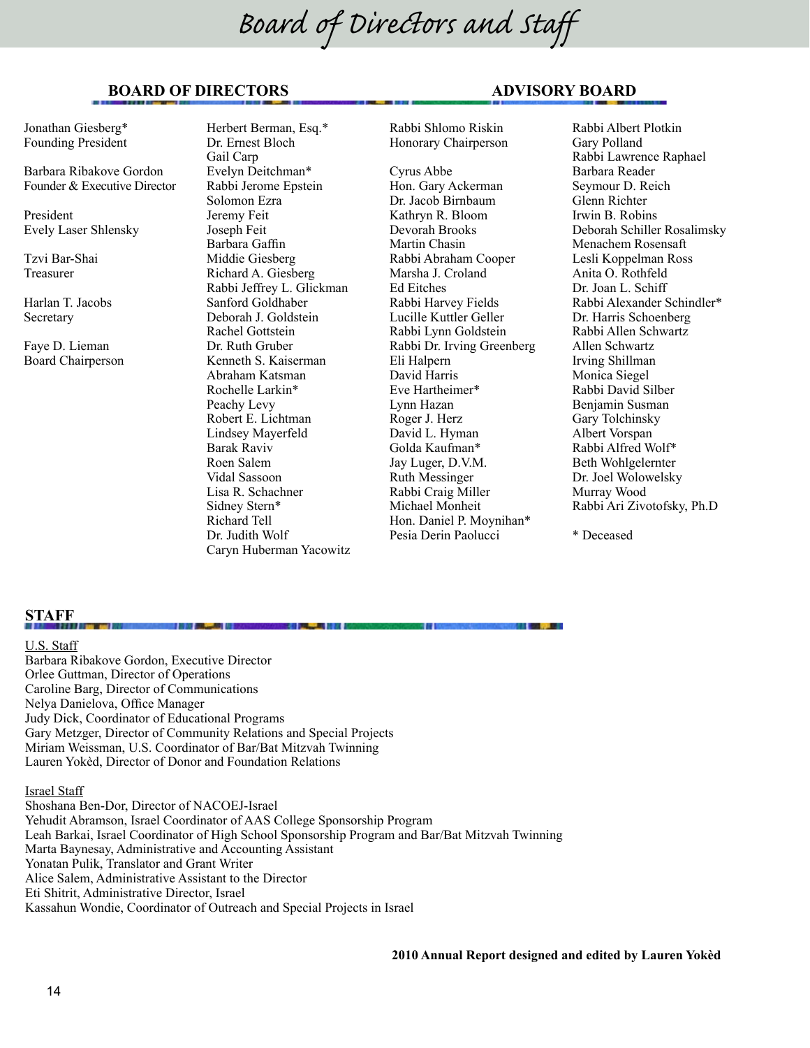# Board of Directors and Staff

## BOARD OF DIRECTORS

Jonathan Giesberg*
Founding President

Barbara Ribakove Gordon
Founder & Executive Director

President
Evely Laser Shlensky

Tzvi Bar-Shai
Treasurer

Harlan T. Jacobs
Secretary

Faye D. Lieman
Board Chairperson

Herbert Berman, Esq.*
Dr. Ernest Bloch
Gail Carp
Evelyn Deitchman*
Rabbi Jerome Epstein
Solomon Ezra
Jeremy Feit
Joseph Feit
Barbara Gaffin
Middie Giesberg
Richard A. Giesberg
Rabbi Jeffrey L. Glickman
Sanford Goldhaber
Deborah J. Goldstein
Rachel Gottstein
Dr. Ruth Gruber
Kenneth S. Kaiserman
Abraham Katsman
Rochelle Larkin*
Peachy Levy
Robert E. Lichtman
Lindsey Mayerfeld
Barak Raviv
Roen Salem
Vidal Sassoon
Lisa R. Schachner
Sidney Stern*
Richard Tell
Dr. Judith Wolf
Caryn Huberman Yacowitz

## ADVISORY BOARD

Rabbi Shlomo Riskin
Honorary Chairperson

Cyrus Abbe
Hon. Gary Ackerman
Dr. Jacob Birnbaum
Kathryn R. Bloom
Devorah Brooks
Martin Chasin
Rabbi Abraham Cooper
Marsha J. Croland
Ed Eitches
Rabbi Harvey Fields
Lucille Kuttler Geller
Rabbi Lynn Goldstein
Rabbi Dr. Irving Greenberg
Eli Halpern
David Harris
Eve Hartheimer*
Lynn Hazan
Roger J. Herz
David L. Hyman
Golda Kaufman*
Jay Luger, D.V.M.
Ruth Messinger
Rabbi Craig Miller
Michael Monheit
Hon. Daniel P. Moynihan*
Pesia Derin Paolucci
Rabbi Albert Plotkin
Gary Polland
Rabbi Lawrence Raphael
Barbara Reader
Seymour D. Reich
Glenn Richter
Irwin B. Robins
Deborah Schiller Rosalimsky
Menachem Rosensaft
Lesli Koppelman Ross
Anita O. Rothfeld
Dr. Joan L. Schiff
Rabbi Alexander Schindler*
Dr. Harris Schoenberg
Rabbi Allen Schwartz
Allen Schwartz
Irving Shillman
Monica Siegel
Rabbi David Silber
Benjamin Susman
Gary Tolchinsky
Albert Vorspan
Rabbi Alfred Wolf*
Beth Wohlgelernter
Dr. Joel Wolowelsky
Murray Wood
Rabbi Ari Zivotofsky, Ph.D

* Deceased

## STAFF

U.S. Staff
Barbara Ribakove Gordon, Executive Director
Orlee Guttman, Director of Operations
Caroline Barg, Director of Communications
Nelya Danielova, Office Manager
Judy Dick, Coordinator of Educational Programs
Gary Metzger, Director of Community Relations and Special Projects
Miriam Weissman, U.S. Coordinator of Bar/Bat Mitzvah Twinning
Lauren Yokèd, Director of Donor and Foundation Relations

Israel Staff
Shoshana Ben-Dor, Director of NACOEJ-Israel
Yehudit Abramson, Israel Coordinator of AAS College Sponsorship Program
Leah Barkai, Israel Coordinator of High School Sponsorship Program and Bar/Bat Mitzvah Twinning
Marta Baynesay, Administrative and Accounting Assistant
Yonatan Pulik, Translator and Grant Writer
Alice Salem, Administrative Assistant to the Director
Eti Shitrit, Administrative Director, Israel
Kassahun Wondie, Coordinator of Outreach and Special Projects in Israel

**2010 Annual Report designed and edited by Lauren Yokèd**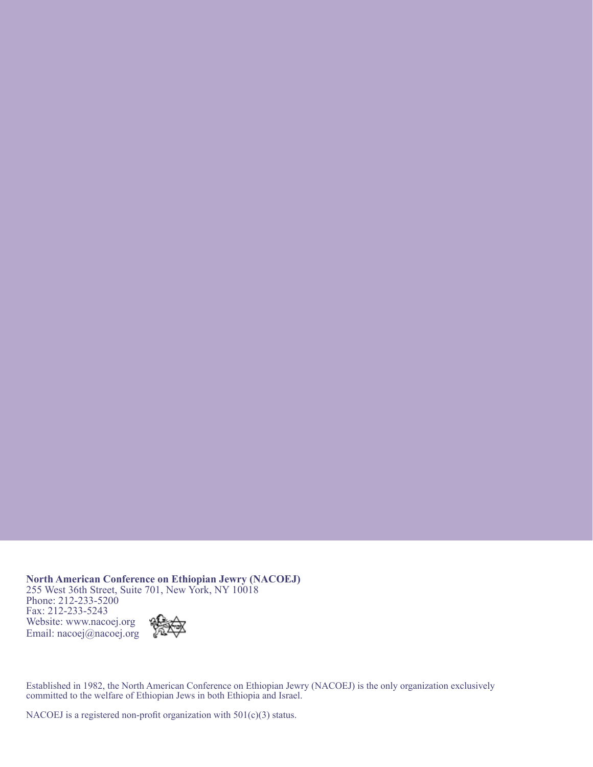**North American Conference on Ethiopian Jewry (NACOEJ)**
255 West 36th Street, Suite 701, New York, NY 10018
Phone: 212-233-5200
Fax: 212-233-5243
Website: www.nacoej.org
Email: nacoej@nacoej.org

Established in 1982, the North American Conference on Ethiopian Jewry (NACOEJ) is the only organization exclusively committed to the welfare of Ethiopian Jews in both Ethiopia and Israel.

NACOEJ is a registered non-profit organization with 501(c)(3) status.